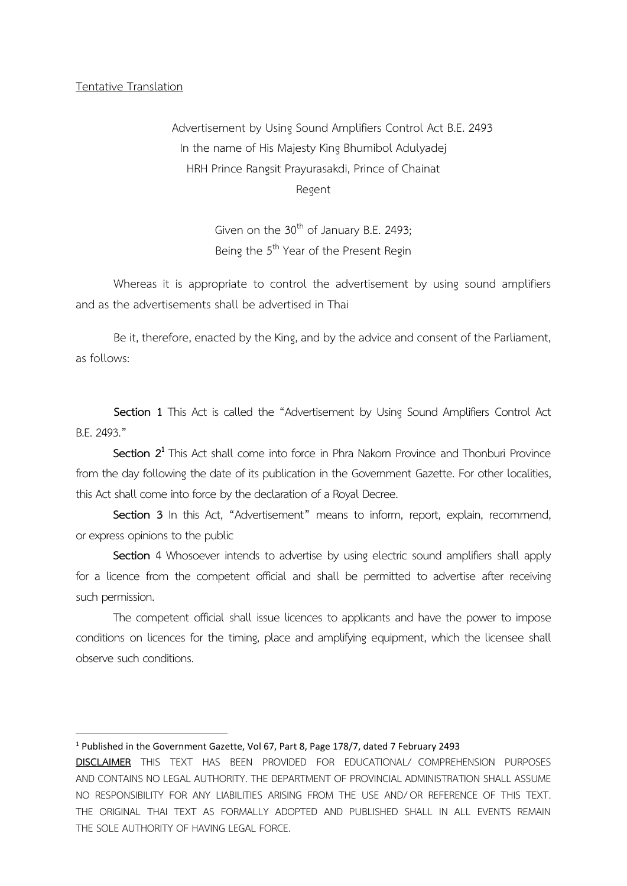Tentative Translation

# Advertisement by Using Sound Amplifiers Control Act B.E. 2493

In the name of His Majesty King Bhumibol Adulyadej

HRH Prince Rangsit Prayurasakdi, Prince of Chainat

Regent

Given on the 30th of January B.E. 2493;

Being the 5th Year of the Present Regin

Whereas it is appropriate to control the advertisement by using sound amplifiers and as the advertisements shall be advertised in Thai

Be it, therefore, enacted by the King, and by the advice and consent of the Parliament, as follows:

**Section 1** This Act is called the "Advertisement by Using Sound Amplifiers Control Act B.E. 2493."

**Section 2**[1] This Act shall come into force in Phra Nakorn Province and Thonburi Province from the day following the date of its publication in the Government Gazette. For other localities, this Act shall come into force by the declaration of a Royal Decree.

**Section 3** In this Act, "Advertisement" means to inform, report, explain, recommend, or express opinions to the public

**Section** 4 Whosoever intends to advertise by using electric sound amplifiers shall apply for a licence from the competent official and shall be permitted to advertise after receiving such permission.

The competent official shall issue licences to applicants and have the power to impose conditions on licences for the timing, place and amplifying equipment, which the licensee shall observe such conditions.

---

[1] Published in the Government Gazette, Vol 67, Part 8, Page 178/7, dated 7 February 2493

**DISCLAIMER** THIS TEXT HAS BEEN PROVIDED FOR EDUCATIONAL/ COMPREHENSION PURPOSES AND CONTAINS NO LEGAL AUTHORITY. THE DEPARTMENT OF PROVINCIAL ADMINISTRATION SHALL ASSUME NO RESPONSIBILITY FOR ANY LIABILITIES ARISING FROM THE USE AND/ OR REFERENCE OF THIS TEXT. THE ORIGINAL THAI TEXT AS FORMALLY ADOPTED AND PUBLISHED SHALL IN ALL EVENTS REMAIN THE SOLE AUTHORITY OF HAVING LEGAL FORCE.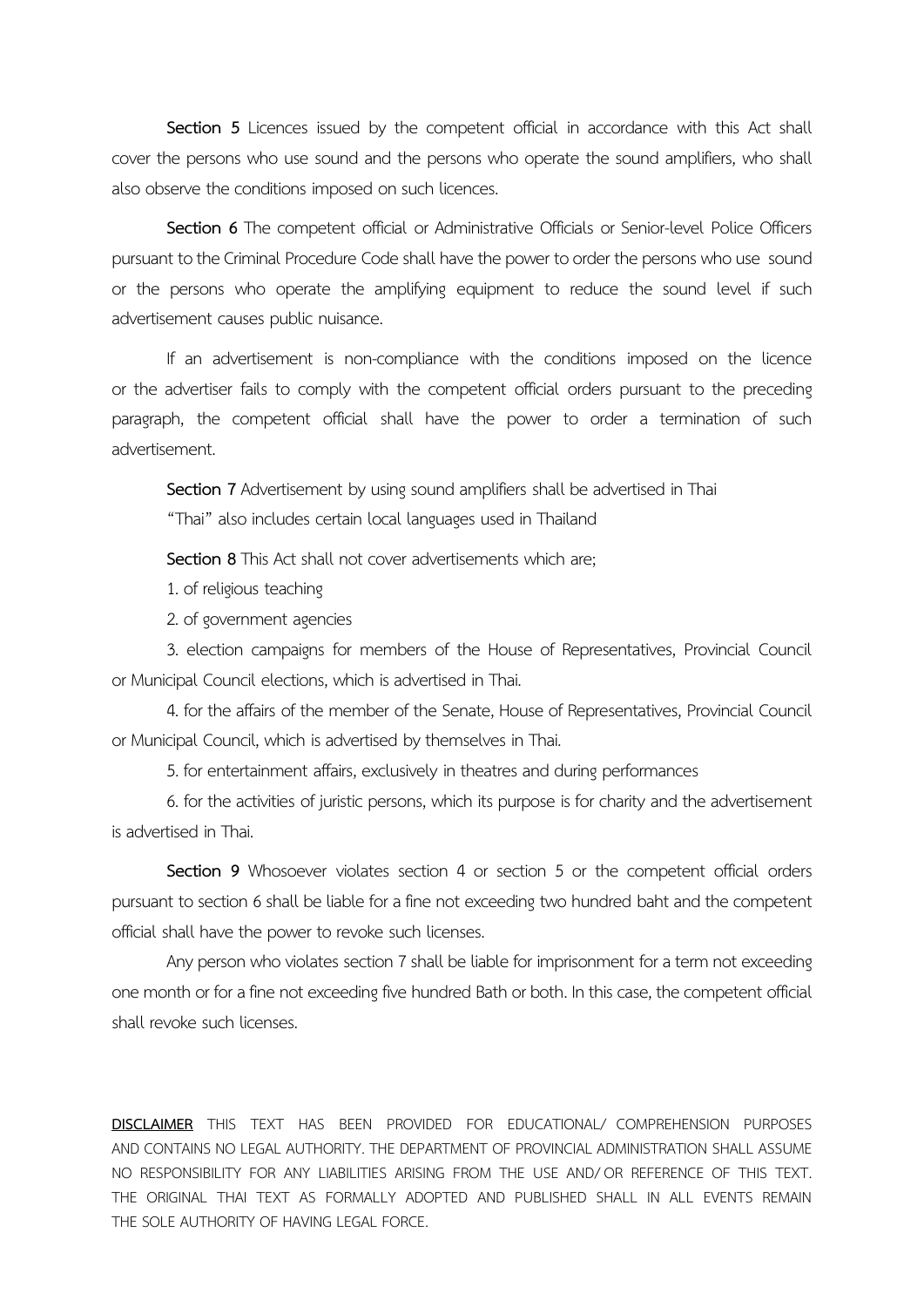**Section 5** Licences issued by the competent official in accordance with this Act shall cover the persons who use sound and the persons who operate the sound amplifiers, who shall also observe the conditions imposed on such licences.

**Section 6** The competent official or Administrative Officials or Senior-level Police Officers pursuant to the Criminal Procedure Code shall have the power to order the persons who use sound or the persons who operate the amplifying equipment to reduce the sound level if such advertisement causes public nuisance.

If an advertisement is non-compliance with the conditions imposed on the licence or the advertiser fails to comply with the competent official orders pursuant to the preceding paragraph, the competent official shall have the power to order a termination of such advertisement.

**Section 7** Advertisement by using sound amplifiers shall be advertised in Thai

"Thai" also includes certain local languages used in Thailand

**Section 8** This Act shall not cover advertisements which are;

1. of religious teaching
2. of government agencies
3. election campaigns for members of the House of Representatives, Provincial Council or Municipal Council elections, which is advertised in Thai.
4. for the affairs of the member of the Senate, House of Representatives, Provincial Council or Municipal Council, which is advertised by themselves in Thai.
5. for entertainment affairs, exclusively in theatres and during performances
6. for the activities of juristic persons, which its purpose is for charity and the advertisement is advertised in Thai.

**Section 9** Whosoever violates section 4 or section 5 or the competent official orders pursuant to section 6 shall be liable for a fine not exceeding two hundred baht and the competent official shall have the power to revoke such licenses.

Any person who violates section 7 shall be liable for imprisonment for a term not exceeding one month or for a fine not exceeding five hundred Bath or both. In this case, the competent official shall revoke such licenses.

**DISCLAIMER** THIS TEXT HAS BEEN PROVIDED FOR EDUCATIONAL/ COMPREHENSION PURPOSES AND CONTAINS NO LEGAL AUTHORITY. THE DEPARTMENT OF PROVINCIAL ADMINISTRATION SHALL ASSUME NO RESPONSIBILITY FOR ANY LIABILITIES ARISING FROM THE USE AND/ OR REFERENCE OF THIS TEXT. THE ORIGINAL THAI TEXT AS FORMALLY ADOPTED AND PUBLISHED SHALL IN ALL EVENTS REMAIN THE SOLE AUTHORITY OF HAVING LEGAL FORCE.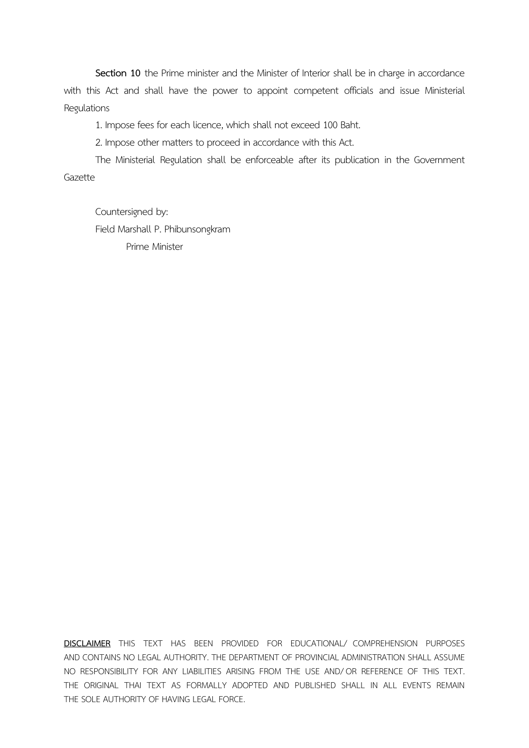**Section 10** the Prime minister and the Minister of Interior shall be in charge in accordance with this Act and shall have the power to appoint competent officials and issue Ministerial Regulations

1. Impose fees for each licence, which shall not exceed 100 Baht.

2. Impose other matters to proceed in accordance with this Act.

The Ministerial Regulation shall be enforceable after its publication in the Government Gazette

Countersigned by:

Field Marshall P. Phibunsongkram

Prime Minister

**DISCLAIMER** THIS TEXT HAS BEEN PROVIDED FOR EDUCATIONAL/ COMPREHENSION PURPOSES AND CONTAINS NO LEGAL AUTHORITY. THE DEPARTMENT OF PROVINCIAL ADMINISTRATION SHALL ASSUME NO RESPONSIBILITY FOR ANY LIABILITIES ARISING FROM THE USE AND/ OR REFERENCE OF THIS TEXT. THE ORIGINAL THAI TEXT AS FORMALLY ADOPTED AND PUBLISHED SHALL IN ALL EVENTS REMAIN THE SOLE AUTHORITY OF HAVING LEGAL FORCE.